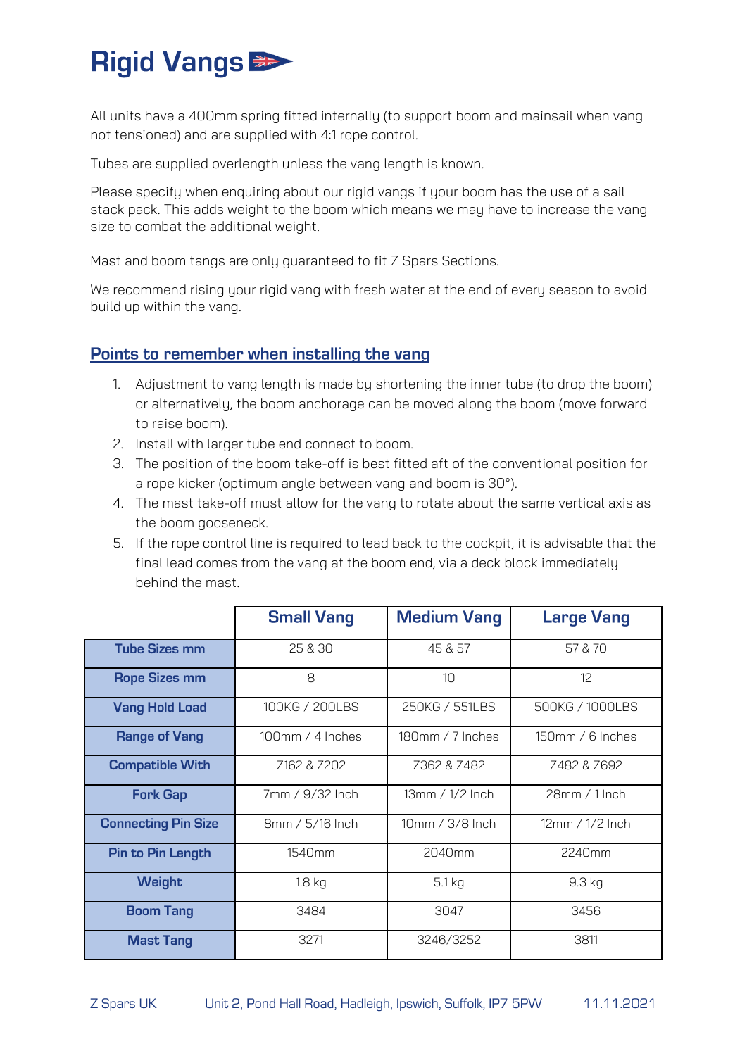# Rigid Vangs

All units have a 400mm spring fitted internally (to support boom and mainsail when vang not tensioned) and are supplied with 4:1 rope control.

Tubes are supplied overlength unless the vang length is known.

Please specify when enquiring about our rigid vangs if your boom has the use of a sail stack pack. This adds weight to the boom which means we may have to increase the vang size to combat the additional weight.

Mast and boom tangs are only guaranteed to fit Z Spars Sections.

We recommend rising your rigid vang with fresh water at the end of every season to avoid build up within the vang.

## Points to remember when installing the vang

1. Adjustment to vang length is made by shortening the inner tube (to drop the boom) or alternatively, the boom anchorage can be moved along the boom (move forward to raise boom).
2. Install with larger tube end connect to boom.
3. The position of the boom take-off is best fitted aft of the conventional position for a rope kicker (optimum angle between vang and boom is 30°).
4. The mast take-off must allow for the vang to rotate about the same vertical axis as the boom gooseneck.
5. If the rope control line is required to lead back to the cockpit, it is advisable that the final lead comes from the vang at the boom end, via a deck block immediately behind the mast.

| | Small Vang | Medium Vang | Large Vang |
|---|---|---|---|
| Tube Sizes mm | 25 & 30 | 45 & 57 | 57 & 70 |
| Rope Sizes mm | 8 | 10 | 12 |
| Vang Hold Load | 100KG / 200LBS | 250KG / 551LBS | 500KG / 1000LBS |
| Range of Vang | 100mm / 4 Inches | 180mm / 7 Inches | 150mm / 6 Inches |
| Compatible With | Z162 & Z202 | Z362 & Z482 | Z482 & Z692 |
| Fork Gap | 7mm / 9/32 Inch | 13mm / 1/2 Inch | 28mm / 1 Inch |
| Connecting Pin Size | 8mm / 5/16 Inch | 10mm / 3/8 Inch | 12mm / 1/2 Inch |
| Pin to Pin Length | 1540mm | 2040mm | 2240mm |
| Weight | 1.8 kg | 5.1 kg | 9.3 kg |
| Boom Tang | 3484 | 3047 | 3456 |
| Mast Tang | 3271 | 3246/3252 | 3811 |

Z Spars UK    Unit 2, Pond Hall Road, Hadleigh, Ipswich, Suffolk, IP7 5PW    11.11.2021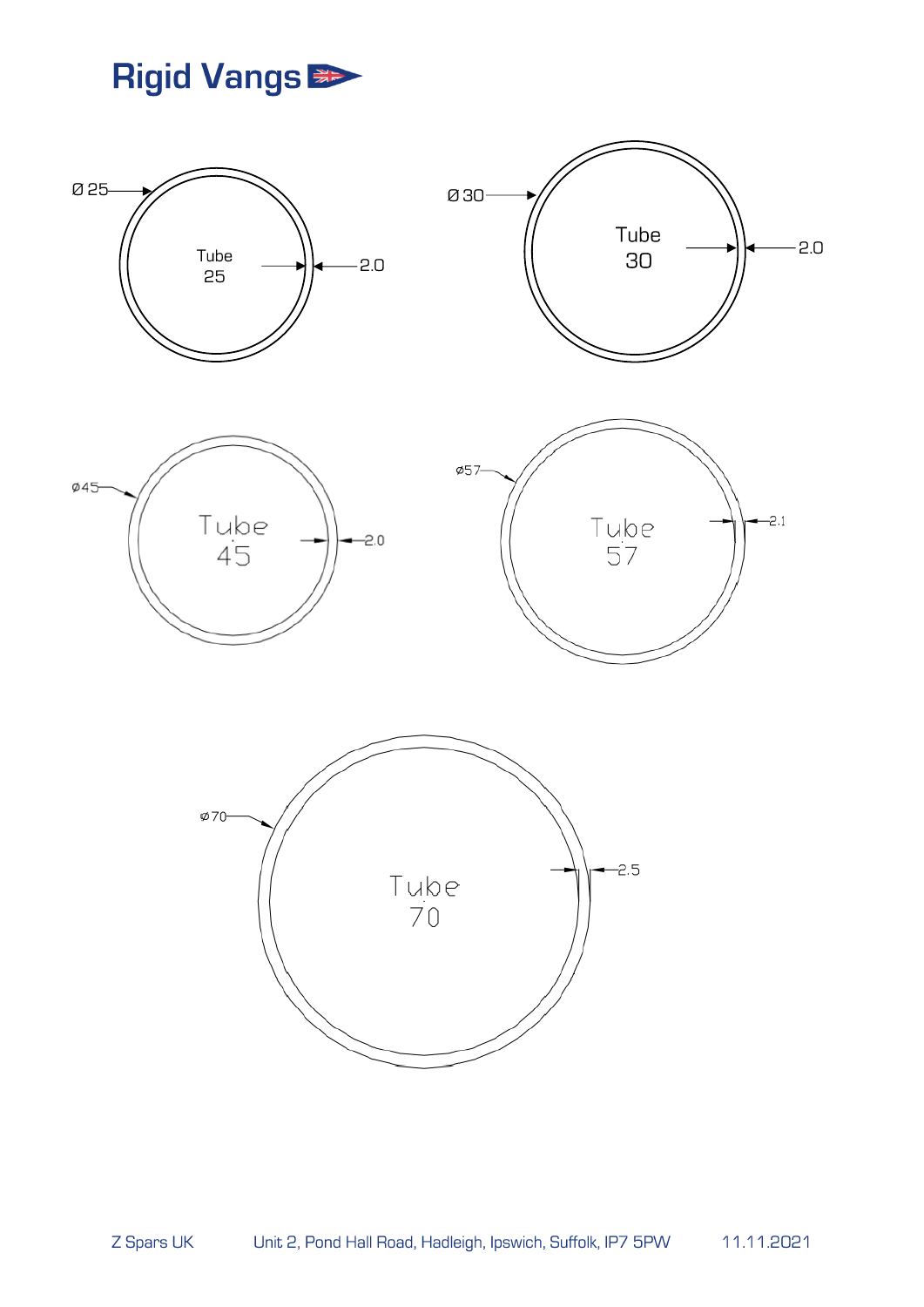# Rigid Vangs

Ø 25

Tube
25

2.0

Ø 30

Tube
30

2.0

Ø45

Tube
45

2.0

Ø57

Tube
57

2.1

Ø70

Tube
70

2.5

Z Spars UK Unit 2, Pond Hall Road, Hadleigh, Ipswich, Suffolk, IP7 5PW 11.11.2021